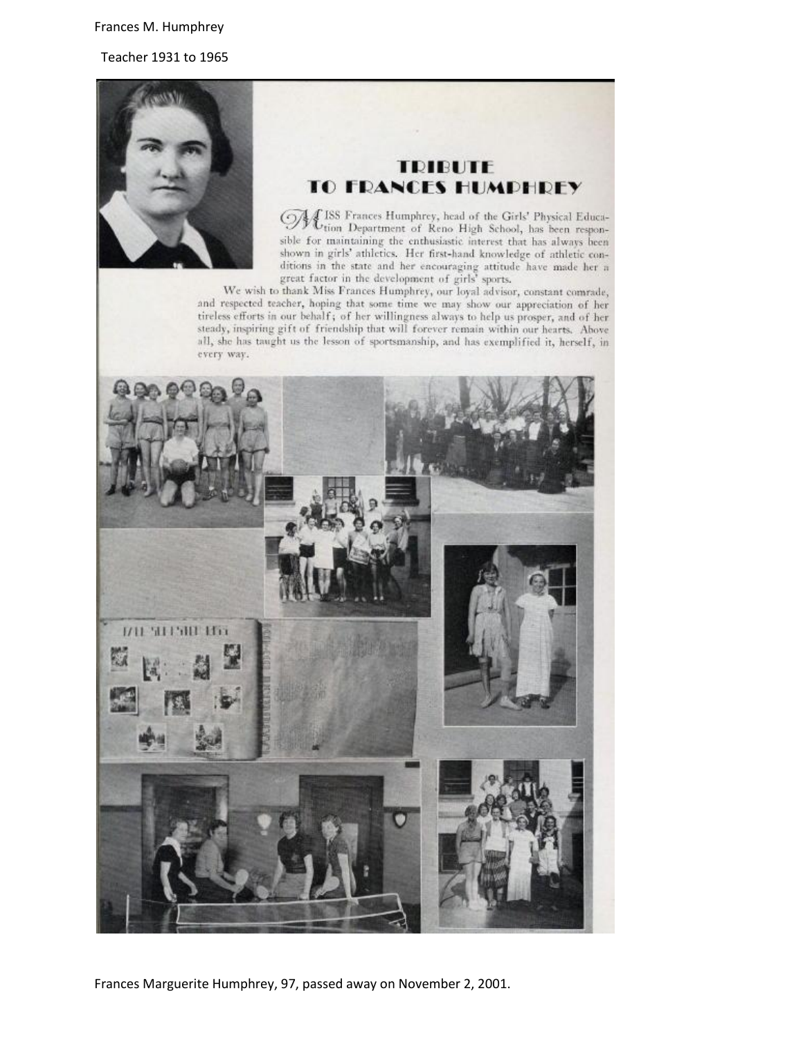Frances M. Humphrey

Teacher 1931 to 1965

# TRIBUTE TO FRANCES HUMPHREY

MISS Frances Humphrey, head of the Girls' Physical Education Department of Reno High School, has been responsible for maintaining the enthusiastic interest that has always been shown in girls' athletics. Her first-hand knowledge of athletic conditions in the state and her encouraging attitude have made her a great factor in the development of girls' sports.

We wish to thank Miss Frances Humphrey, our loyal advisor, constant comrade, and respected teacher, hoping that some time we may show our appreciation of her tireless efforts in our behalf; of her willingness always to help us prosper, and of her steady, inspiring gift of friendship that will forever remain within our hearts. Above all, she has taught us the lesson of sportsmanship, and has exemplified it, herself, in every way.

Frances Marguerite Humphrey, 97, passed away on November 2, 2001.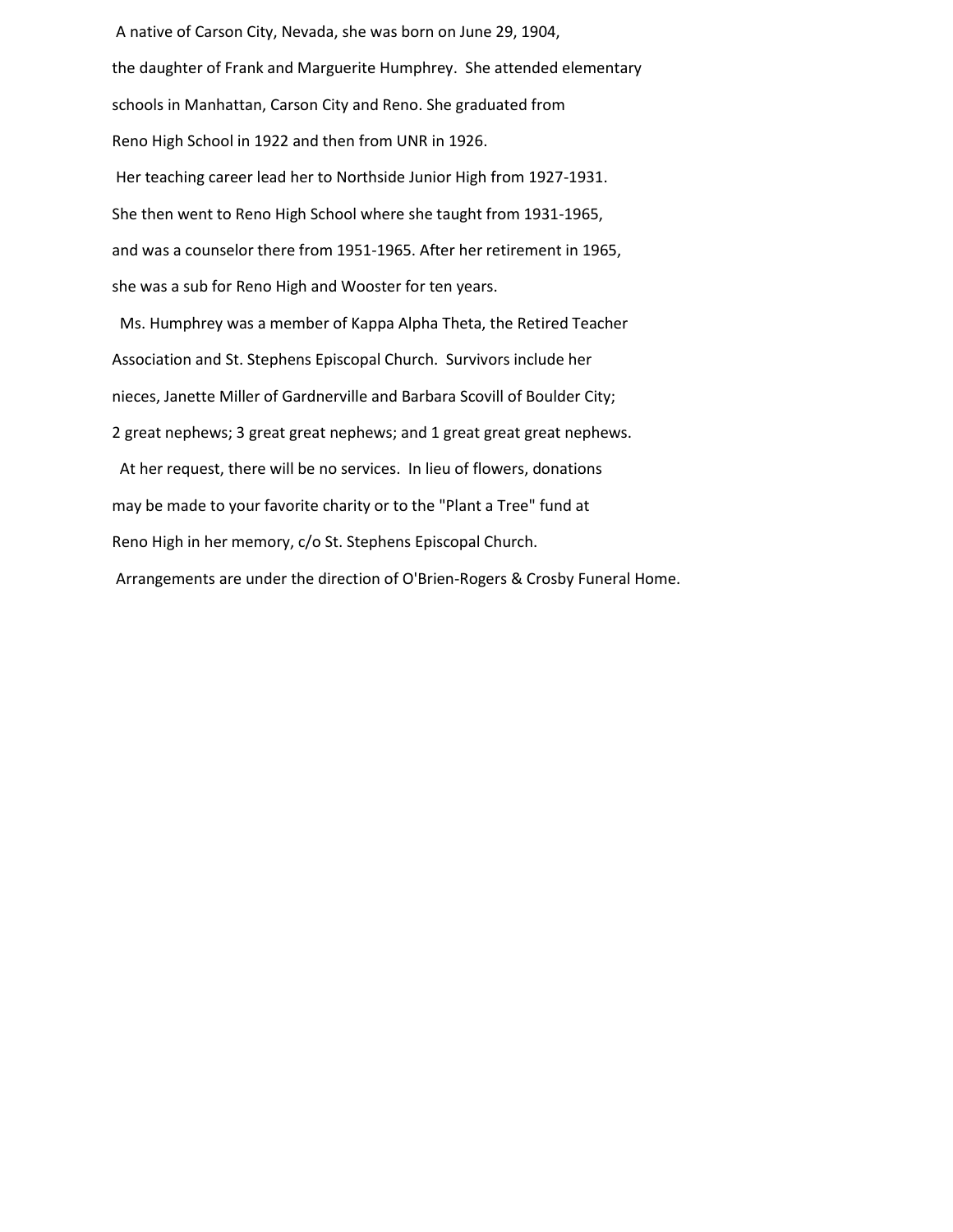A native of Carson City, Nevada, she was born on June 29, 1904, the daughter of Frank and Marguerite Humphrey. She attended elementary schools in Manhattan, Carson City and Reno. She graduated from Reno High School in 1922 and then from UNR in 1926.

Her teaching career lead her to Northside Junior High from 1927-1931. She then went to Reno High School where she taught from 1931-1965, and was a counselor there from 1951-1965. After her retirement in 1965, she was a sub for Reno High and Wooster for ten years.

Ms. Humphrey was a member of Kappa Alpha Theta, the Retired Teacher Association and St. Stephens Episcopal Church. Survivors include her nieces, Janette Miller of Gardnerville and Barbara Scovill of Boulder City; 2 great nephews; 3 great great nephews; and 1 great great great nephews.

At her request, there will be no services. In lieu of flowers, donations may be made to your favorite charity or to the "Plant a Tree" fund at Reno High in her memory, c/o St. Stephens Episcopal Church.

Arrangements are under the direction of O'Brien-Rogers & Crosby Funeral Home.